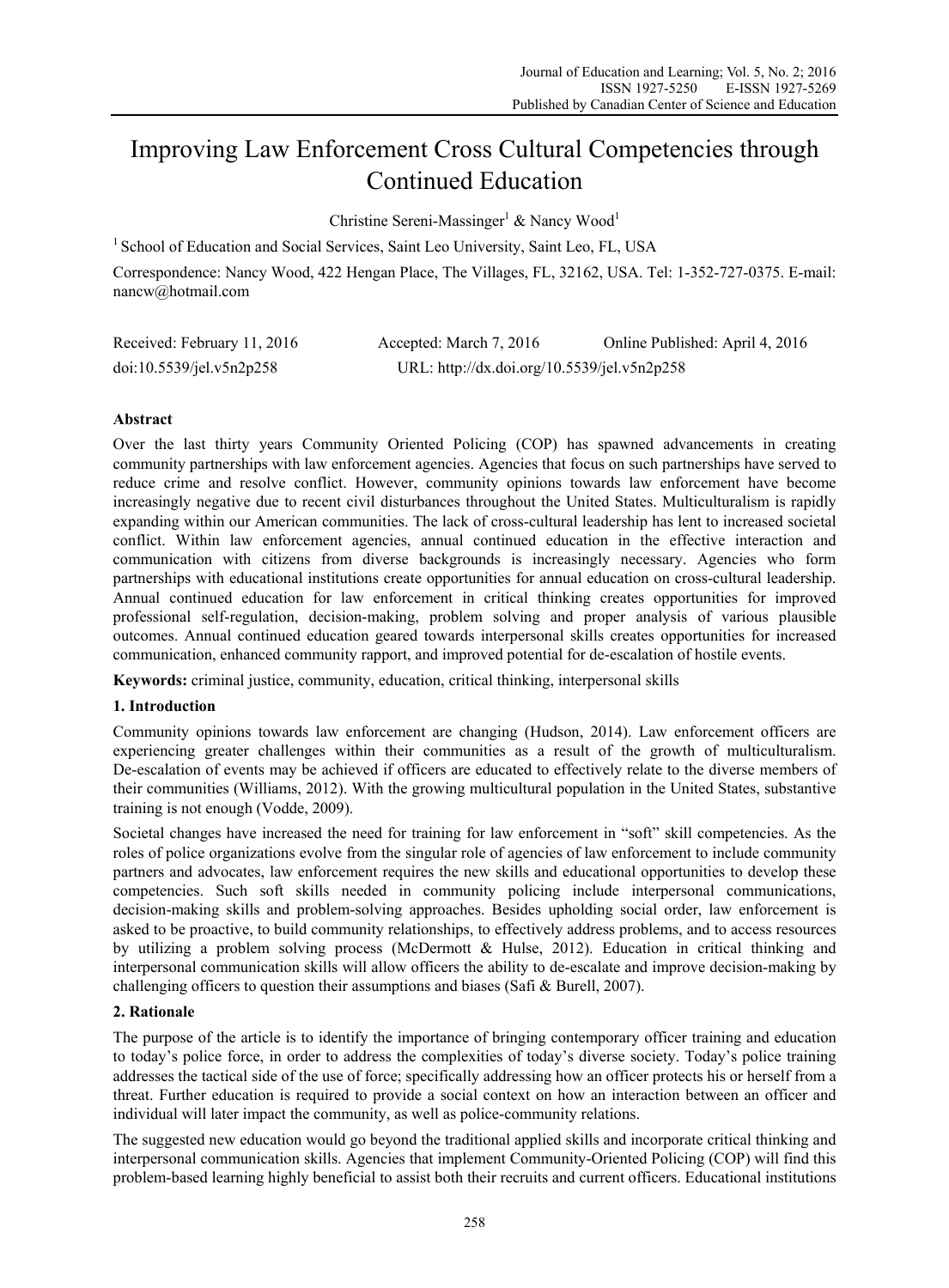# Improving Law Enforcement Cross Cultural Competencies through Continued Education

Christine Sereni-Massinger[1] & Nancy Wood[1]

[1] School of Education and Social Services, Saint Leo University, Saint Leo, FL, USA

Correspondence: Nancy Wood, 422 Hengan Place, The Villages, FL, 32162, USA. Tel: 1-352-727-0375. E-mail: nancw@hotmail.com

Received: February 11, 2016 Accepted: March 7, 2016 Online Published: April 4, 2016

doi:10.5539/jel.v5n2p258 URL: http://dx.doi.org/10.5539/jel.v5n2p258

## Abstract

Over the last thirty years Community Oriented Policing (COP) has spawned advancements in creating community partnerships with law enforcement agencies. Agencies that focus on such partnerships have served to reduce crime and resolve conflict. However, community opinions towards law enforcement have become increasingly negative due to recent civil disturbances throughout the United States. Multiculturalism is rapidly expanding within our American communities. The lack of cross-cultural leadership has lent to increased societal conflict. Within law enforcement agencies, annual continued education in the effective interaction and communication with citizens from diverse backgrounds is increasingly necessary. Agencies who form partnerships with educational institutions create opportunities for annual education on cross-cultural leadership. Annual continued education for law enforcement in critical thinking creates opportunities for improved professional self-regulation, decision-making, problem solving and proper analysis of various plausible outcomes. Annual continued education geared towards interpersonal skills creates opportunities for increased communication, enhanced community rapport, and improved potential for de-escalation of hostile events.

**Keywords:** criminal justice, community, education, critical thinking, interpersonal skills

## 1. Introduction

Community opinions towards law enforcement are changing (Hudson, 2014). Law enforcement officers are experiencing greater challenges within their communities as a result of the growth of multiculturalism. De-escalation of events may be achieved if officers are educated to effectively relate to the diverse members of their communities (Williams, 2012). With the growing multicultural population in the United States, substantive training is not enough (Vodde, 2009).

Societal changes have increased the need for training for law enforcement in "soft" skill competencies. As the roles of police organizations evolve from the singular role of agencies of law enforcement to include community partners and advocates, law enforcement requires the new skills and educational opportunities to develop these competencies. Such soft skills needed in community policing include interpersonal communications, decision-making skills and problem-solving approaches. Besides upholding social order, law enforcement is asked to be proactive, to build community relationships, to effectively address problems, and to access resources by utilizing a problem solving process (McDermott & Hulse, 2012). Education in critical thinking and interpersonal communication skills will allow officers the ability to de-escalate and improve decision-making by challenging officers to question their assumptions and biases (Safi & Burell, 2007).

## 2. Rationale

The purpose of the article is to identify the importance of bringing contemporary officer training and education to today's police force, in order to address the complexities of today's diverse society. Today's police training addresses the tactical side of the use of force; specifically addressing how an officer protects his or herself from a threat. Further education is required to provide a social context on how an interaction between an officer and individual will later impact the community, as well as police-community relations.

The suggested new education would go beyond the traditional applied skills and incorporate critical thinking and interpersonal communication skills. Agencies that implement Community-Oriented Policing (COP) will find this problem-based learning highly beneficial to assist both their recruits and current officers. Educational institutions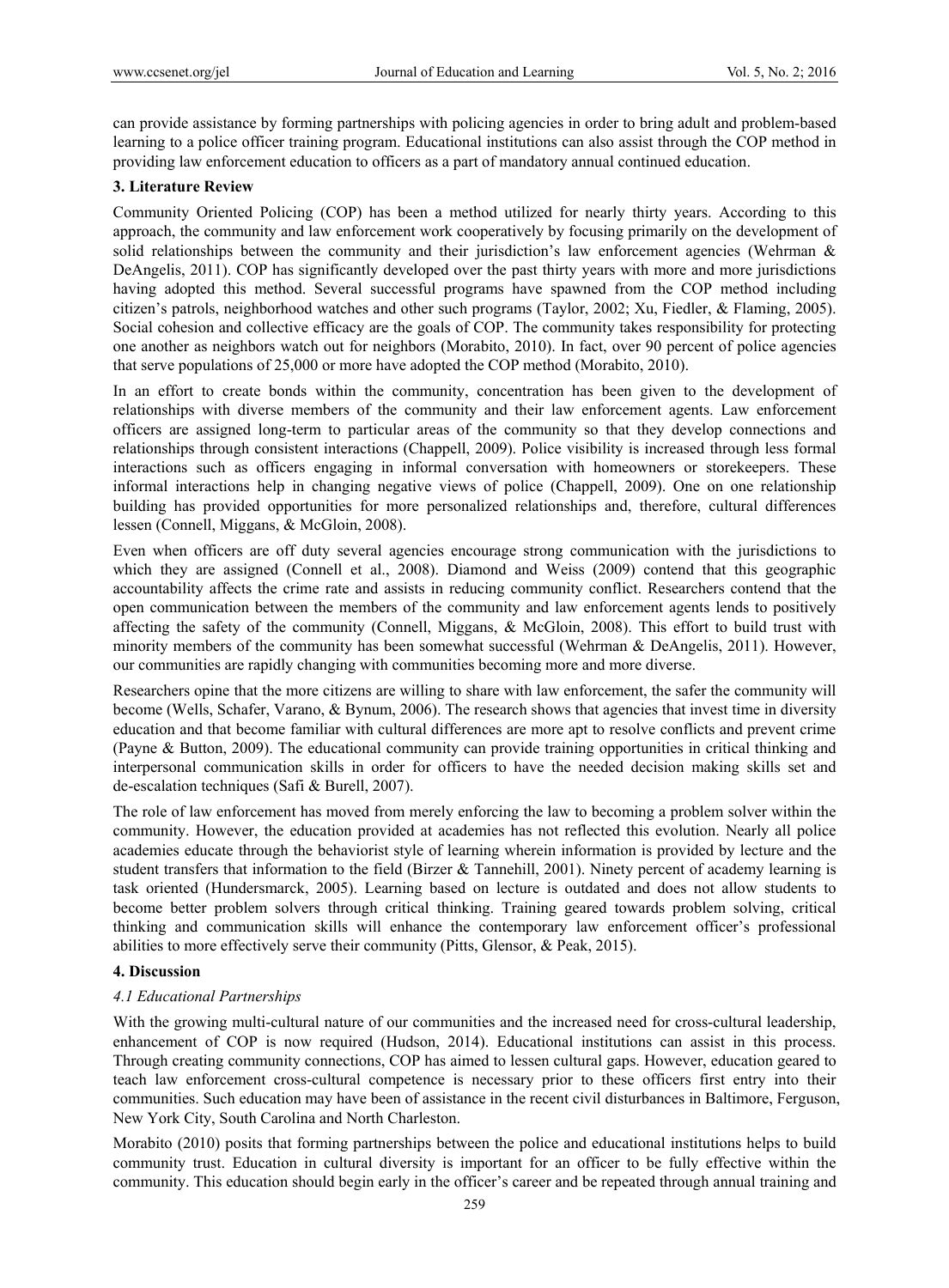can provide assistance by forming partnerships with policing agencies in order to bring adult and problem-based learning to a police officer training program. Educational institutions can also assist through the COP method in providing law enforcement education to officers as a part of mandatory annual continued education.

## 3. Literature Review

Community Oriented Policing (COP) has been a method utilized for nearly thirty years. According to this approach, the community and law enforcement work cooperatively by focusing primarily on the development of solid relationships between the community and their jurisdiction's law enforcement agencies (Wehrman & DeAngelis, 2011). COP has significantly developed over the past thirty years with more and more jurisdictions having adopted this method. Several successful programs have spawned from the COP method including citizen's patrols, neighborhood watches and other such programs (Taylor, 2002; Xu, Fiedler, & Flaming, 2005). Social cohesion and collective efficacy are the goals of COP. The community takes responsibility for protecting one another as neighbors watch out for neighbors (Morabito, 2010). In fact, over 90 percent of police agencies that serve populations of 25,000 or more have adopted the COP method (Morabito, 2010).

In an effort to create bonds within the community, concentration has been given to the development of relationships with diverse members of the community and their law enforcement agents. Law enforcement officers are assigned long-term to particular areas of the community so that they develop connections and relationships through consistent interactions (Chappell, 2009). Police visibility is increased through less formal interactions such as officers engaging in informal conversation with homeowners or storekeepers. These informal interactions help in changing negative views of police (Chappell, 2009). One on one relationship building has provided opportunities for more personalized relationships and, therefore, cultural differences lessen (Connell, Miggans, & McGloin, 2008).

Even when officers are off duty several agencies encourage strong communication with the jurisdictions to which they are assigned (Connell et al., 2008). Diamond and Weiss (2009) contend that this geographic accountability affects the crime rate and assists in reducing community conflict. Researchers contend that the open communication between the members of the community and law enforcement agents lends to positively affecting the safety of the community (Connell, Miggans, & McGloin, 2008). This effort to build trust with minority members of the community has been somewhat successful (Wehrman & DeAngelis, 2011). However, our communities are rapidly changing with communities becoming more and more diverse.

Researchers opine that the more citizens are willing to share with law enforcement, the safer the community will become (Wells, Schafer, Varano, & Bynum, 2006). The research shows that agencies that invest time in diversity education and that become familiar with cultural differences are more apt to resolve conflicts and prevent crime (Payne & Button, 2009). The educational community can provide training opportunities in critical thinking and interpersonal communication skills in order for officers to have the needed decision making skills set and de-escalation techniques (Safi & Burell, 2007).

The role of law enforcement has moved from merely enforcing the law to becoming a problem solver within the community. However, the education provided at academies has not reflected this evolution. Nearly all police academies educate through the behaviorist style of learning wherein information is provided by lecture and the student transfers that information to the field (Birzer & Tannehill, 2001). Ninety percent of academy learning is task oriented (Hundersmarck, 2005). Learning based on lecture is outdated and does not allow students to become better problem solvers through critical thinking. Training geared towards problem solving, critical thinking and communication skills will enhance the contemporary law enforcement officer's professional abilities to more effectively serve their community (Pitts, Glensor, & Peak, 2015).

## 4. Discussion

### *4.1 Educational Partnerships*

With the growing multi-cultural nature of our communities and the increased need for cross-cultural leadership, enhancement of COP is now required (Hudson, 2014). Educational institutions can assist in this process. Through creating community connections, COP has aimed to lessen cultural gaps. However, education geared to teach law enforcement cross-cultural competence is necessary prior to these officers first entry into their communities. Such education may have been of assistance in the recent civil disturbances in Baltimore, Ferguson, New York City, South Carolina and North Charleston.

Morabito (2010) posits that forming partnerships between the police and educational institutions helps to build community trust. Education in cultural diversity is important for an officer to be fully effective within the community. This education should begin early in the officer's career and be repeated through annual training and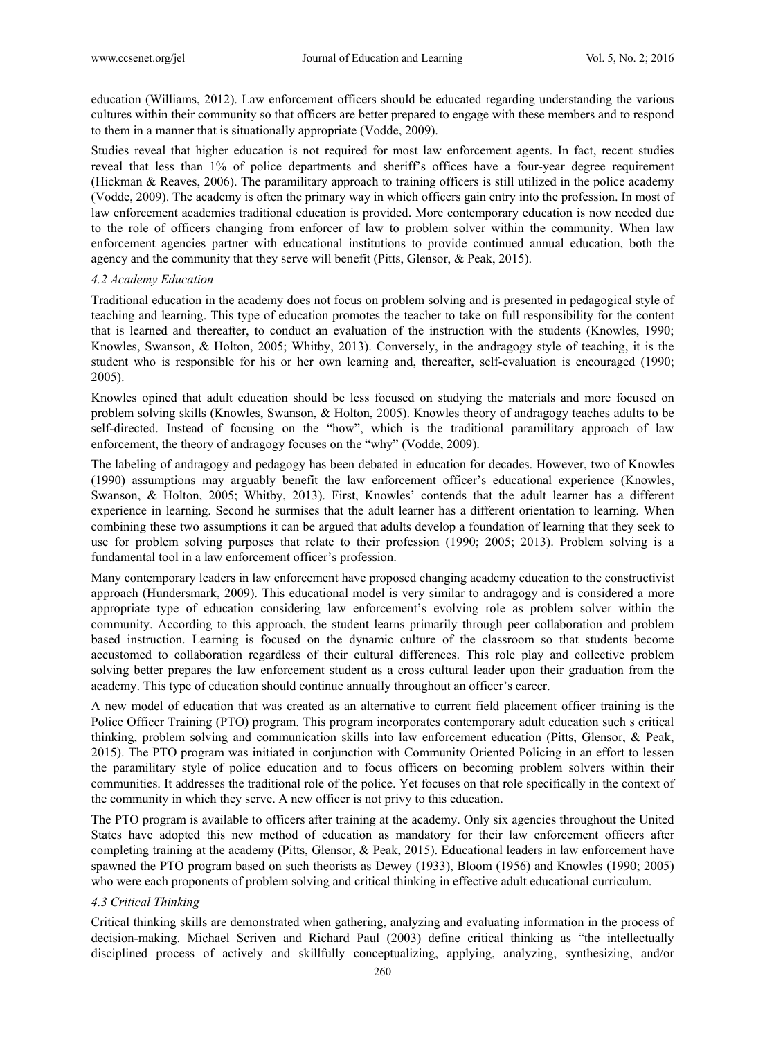education (Williams, 2012). Law enforcement officers should be educated regarding understanding the various cultures within their community so that officers are better prepared to engage with these members and to respond to them in a manner that is situationally appropriate (Vodde, 2009).

Studies reveal that higher education is not required for most law enforcement agents. In fact, recent studies reveal that less than 1% of police departments and sheriff's offices have a four-year degree requirement (Hickman & Reaves, 2006). The paramilitary approach to training officers is still utilized in the police academy (Vodde, 2009). The academy is often the primary way in which officers gain entry into the profession. In most of law enforcement academies traditional education is provided. More contemporary education is now needed due to the role of officers changing from enforcer of law to problem solver within the community. When law enforcement agencies partner with educational institutions to provide continued annual education, both the agency and the community that they serve will benefit (Pitts, Glensor, & Peak, 2015).

### *4.2 Academy Education*

Traditional education in the academy does not focus on problem solving and is presented in pedagogical style of teaching and learning. This type of education promotes the teacher to take on full responsibility for the content that is learned and thereafter, to conduct an evaluation of the instruction with the students (Knowles, 1990; Knowles, Swanson, & Holton, 2005; Whitby, 2013). Conversely, in the andragogy style of teaching, it is the student who is responsible for his or her own learning and, thereafter, self-evaluation is encouraged (1990; 2005).

Knowles opined that adult education should be less focused on studying the materials and more focused on problem solving skills (Knowles, Swanson, & Holton, 2005). Knowles theory of andragogy teaches adults to be self-directed. Instead of focusing on the "how", which is the traditional paramilitary approach of law enforcement, the theory of andragogy focuses on the "why" (Vodde, 2009).

The labeling of andragogy and pedagogy has been debated in education for decades. However, two of Knowles (1990) assumptions may arguably benefit the law enforcement officer's educational experience (Knowles, Swanson, & Holton, 2005; Whitby, 2013). First, Knowles' contends that the adult learner has a different experience in learning. Second he surmises that the adult learner has a different orientation to learning. When combining these two assumptions it can be argued that adults develop a foundation of learning that they seek to use for problem solving purposes that relate to their profession (1990; 2005; 2013). Problem solving is a fundamental tool in a law enforcement officer's profession.

Many contemporary leaders in law enforcement have proposed changing academy education to the constructivist approach (Hundersmark, 2009). This educational model is very similar to andragogy and is considered a more appropriate type of education considering law enforcement's evolving role as problem solver within the community. According to this approach, the student learns primarily through peer collaboration and problem based instruction. Learning is focused on the dynamic culture of the classroom so that students become accustomed to collaboration regardless of their cultural differences. This role play and collective problem solving better prepares the law enforcement student as a cross cultural leader upon their graduation from the academy. This type of education should continue annually throughout an officer's career.

A new model of education that was created as an alternative to current field placement officer training is the Police Officer Training (PTO) program. This program incorporates contemporary adult education such s critical thinking, problem solving and communication skills into law enforcement education (Pitts, Glensor, & Peak, 2015). The PTO program was initiated in conjunction with Community Oriented Policing in an effort to lessen the paramilitary style of police education and to focus officers on becoming problem solvers within their communities. It addresses the traditional role of the police. Yet focuses on that role specifically in the context of the community in which they serve. A new officer is not privy to this education.

The PTO program is available to officers after training at the academy. Only six agencies throughout the United States have adopted this new method of education as mandatory for their law enforcement officers after completing training at the academy (Pitts, Glensor, & Peak, 2015). Educational leaders in law enforcement have spawned the PTO program based on such theorists as Dewey (1933), Bloom (1956) and Knowles (1990; 2005) who were each proponents of problem solving and critical thinking in effective adult educational curriculum.

### *4.3 Critical Thinking*

Critical thinking skills are demonstrated when gathering, analyzing and evaluating information in the process of decision-making. Michael Scriven and Richard Paul (2003) define critical thinking as "the intellectually disciplined process of actively and skillfully conceptualizing, applying, analyzing, synthesizing, and/or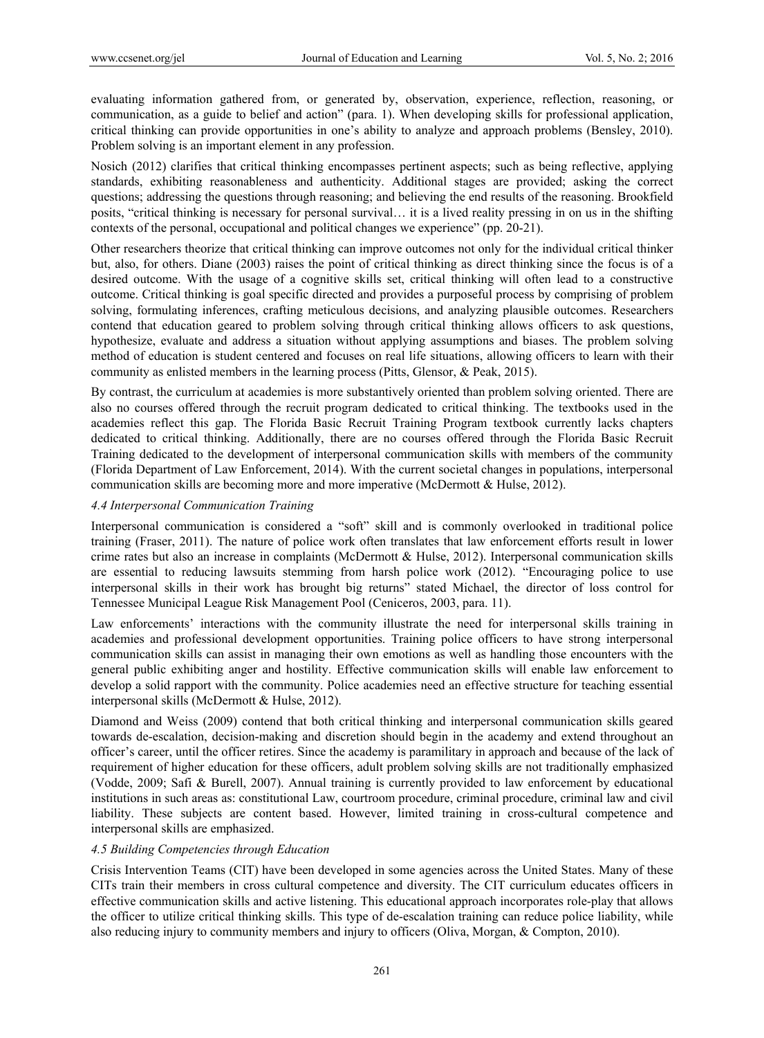evaluating information gathered from, or generated by, observation, experience, reflection, reasoning, or communication, as a guide to belief and action" (para. 1). When developing skills for professional application, critical thinking can provide opportunities in one's ability to analyze and approach problems (Bensley, 2010). Problem solving is an important element in any profession.

Nosich (2012) clarifies that critical thinking encompasses pertinent aspects; such as being reflective, applying standards, exhibiting reasonableness and authenticity. Additional stages are provided; asking the correct questions; addressing the questions through reasoning; and believing the end results of the reasoning. Brookfield posits, "critical thinking is necessary for personal survival… it is a lived reality pressing in on us in the shifting contexts of the personal, occupational and political changes we experience" (pp. 20-21).

Other researchers theorize that critical thinking can improve outcomes not only for the individual critical thinker but, also, for others. Diane (2003) raises the point of critical thinking as direct thinking since the focus is of a desired outcome. With the usage of a cognitive skills set, critical thinking will often lead to a constructive outcome. Critical thinking is goal specific directed and provides a purposeful process by comprising of problem solving, formulating inferences, crafting meticulous decisions, and analyzing plausible outcomes. Researchers contend that education geared to problem solving through critical thinking allows officers to ask questions, hypothesize, evaluate and address a situation without applying assumptions and biases. The problem solving method of education is student centered and focuses on real life situations, allowing officers to learn with their community as enlisted members in the learning process (Pitts, Glensor, & Peak, 2015).

By contrast, the curriculum at academies is more substantively oriented than problem solving oriented. There are also no courses offered through the recruit program dedicated to critical thinking. The textbooks used in the academies reflect this gap. The Florida Basic Recruit Training Program textbook currently lacks chapters dedicated to critical thinking. Additionally, there are no courses offered through the Florida Basic Recruit Training dedicated to the development of interpersonal communication skills with members of the community (Florida Department of Law Enforcement, 2014). With the current societal changes in populations, interpersonal communication skills are becoming more and more imperative (McDermott & Hulse, 2012).

### *4.4 Interpersonal Communication Training*

Interpersonal communication is considered a "soft" skill and is commonly overlooked in traditional police training (Fraser, 2011). The nature of police work often translates that law enforcement efforts result in lower crime rates but also an increase in complaints (McDermott & Hulse, 2012). Interpersonal communication skills are essential to reducing lawsuits stemming from harsh police work (2012). "Encouraging police to use interpersonal skills in their work has brought big returns" stated Michael, the director of loss control for Tennessee Municipal League Risk Management Pool (Ceniceros, 2003, para. 11).

Law enforcements' interactions with the community illustrate the need for interpersonal skills training in academies and professional development opportunities. Training police officers to have strong interpersonal communication skills can assist in managing their own emotions as well as handling those encounters with the general public exhibiting anger and hostility. Effective communication skills will enable law enforcement to develop a solid rapport with the community. Police academies need an effective structure for teaching essential interpersonal skills (McDermott & Hulse, 2012).

Diamond and Weiss (2009) contend that both critical thinking and interpersonal communication skills geared towards de-escalation, decision-making and discretion should begin in the academy and extend throughout an officer's career, until the officer retires. Since the academy is paramilitary in approach and because of the lack of requirement of higher education for these officers, adult problem solving skills are not traditionally emphasized (Vodde, 2009; Safi & Burell, 2007). Annual training is currently provided to law enforcement by educational institutions in such areas as: constitutional Law, courtroom procedure, criminal procedure, criminal law and civil liability. These subjects are content based. However, limited training in cross-cultural competence and interpersonal skills are emphasized.

### *4.5 Building Competencies through Education*

Crisis Intervention Teams (CIT) have been developed in some agencies across the United States. Many of these CITs train their members in cross cultural competence and diversity. The CIT curriculum educates officers in effective communication skills and active listening. This educational approach incorporates role-play that allows the officer to utilize critical thinking skills. This type of de-escalation training can reduce police liability, while also reducing injury to community members and injury to officers (Oliva, Morgan, & Compton, 2010).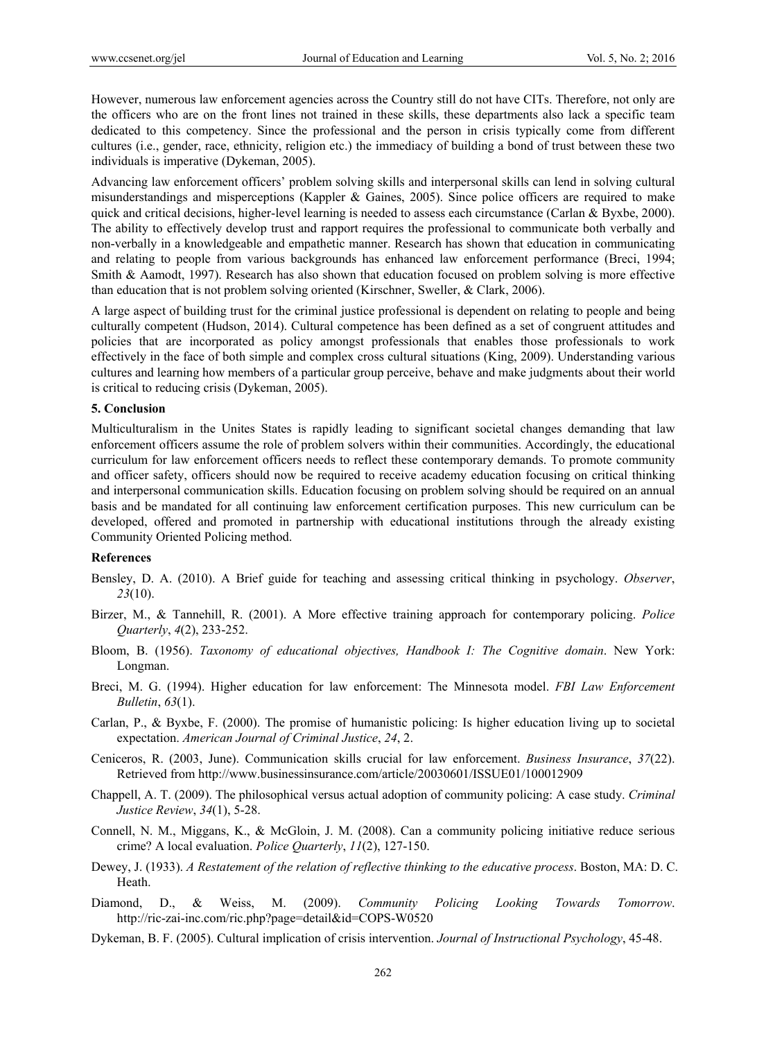However, numerous law enforcement agencies across the Country still do not have CITs. Therefore, not only are the officers who are on the front lines not trained in these skills, these departments also lack a specific team dedicated to this competency. Since the professional and the person in crisis typically come from different cultures (i.e., gender, race, ethnicity, religion etc.) the immediacy of building a bond of trust between these two individuals is imperative (Dykeman, 2005).

Advancing law enforcement officers' problem solving skills and interpersonal skills can lend in solving cultural misunderstandings and misperceptions (Kappler & Gaines, 2005). Since police officers are required to make quick and critical decisions, higher-level learning is needed to assess each circumstance (Carlan & Byxbe, 2000). The ability to effectively develop trust and rapport requires the professional to communicate both verbally and non-verbally in a knowledgeable and empathetic manner. Research has shown that education in communicating and relating to people from various backgrounds has enhanced law enforcement performance (Breci, 1994; Smith & Aamodt, 1997). Research has also shown that education focused on problem solving is more effective than education that is not problem solving oriented (Kirschner, Sweller, & Clark, 2006).

A large aspect of building trust for the criminal justice professional is dependent on relating to people and being culturally competent (Hudson, 2014). Cultural competence has been defined as a set of congruent attitudes and policies that are incorporated as policy amongst professionals that enables those professionals to work effectively in the face of both simple and complex cross cultural situations (King, 2009). Understanding various cultures and learning how members of a particular group perceive, behave and make judgments about their world is critical to reducing crisis (Dykeman, 2005).

## 5. Conclusion

Multiculturalism in the Unites States is rapidly leading to significant societal changes demanding that law enforcement officers assume the role of problem solvers within their communities. Accordingly, the educational curriculum for law enforcement officers needs to reflect these contemporary demands. To promote community and officer safety, officers should now be required to receive academy education focusing on critical thinking and interpersonal communication skills. Education focusing on problem solving should be required on an annual basis and be mandated for all continuing law enforcement certification purposes. This new curriculum can be developed, offered and promoted in partnership with educational institutions through the already existing Community Oriented Policing method.

## References

Bensley, D. A. (2010). A Brief guide for teaching and assessing critical thinking in psychology. *Observer*, *23*(10).

Birzer, M., & Tannehill, R. (2001). A More effective training approach for contemporary policing. *Police Quarterly*, *4*(2), 233-252.

Bloom, B. (1956). *Taxonomy of educational objectives, Handbook I: The Cognitive domain*. New York: Longman.

Breci, M. G. (1994). Higher education for law enforcement: The Minnesota model. *FBI Law Enforcement Bulletin*, *63*(1).

Carlan, P., & Byxbe, F. (2000). The promise of humanistic policing: Is higher education living up to societal expectation. *American Journal of Criminal Justice*, *24*, 2.

Ceniceros, R. (2003, June). Communication skills crucial for law enforcement. *Business Insurance*, *37*(22). Retrieved from http://www.businessinsurance.com/article/20030601/ISSUE01/100012909

Chappell, A. T. (2009). The philosophical versus actual adoption of community policing: A case study. *Criminal Justice Review*, *34*(1), 5-28.

Connell, N. M., Miggans, K., & McGloin, J. M. (2008). Can a community policing initiative reduce serious crime? A local evaluation. *Police Quarterly*, *11*(2), 127-150.

Dewey, J. (1933). *A Restatement of the relation of reflective thinking to the educative process*. Boston, MA: D. C. Heath.

Diamond, D., & Weiss, M. (2009). *Community Policing Looking Towards Tomorrow*. http://ric-zai-inc.com/ric.php?page=detail&id=COPS-W0520

Dykeman, B. F. (2005). Cultural implication of crisis intervention. *Journal of Instructional Psychology*, 45-48.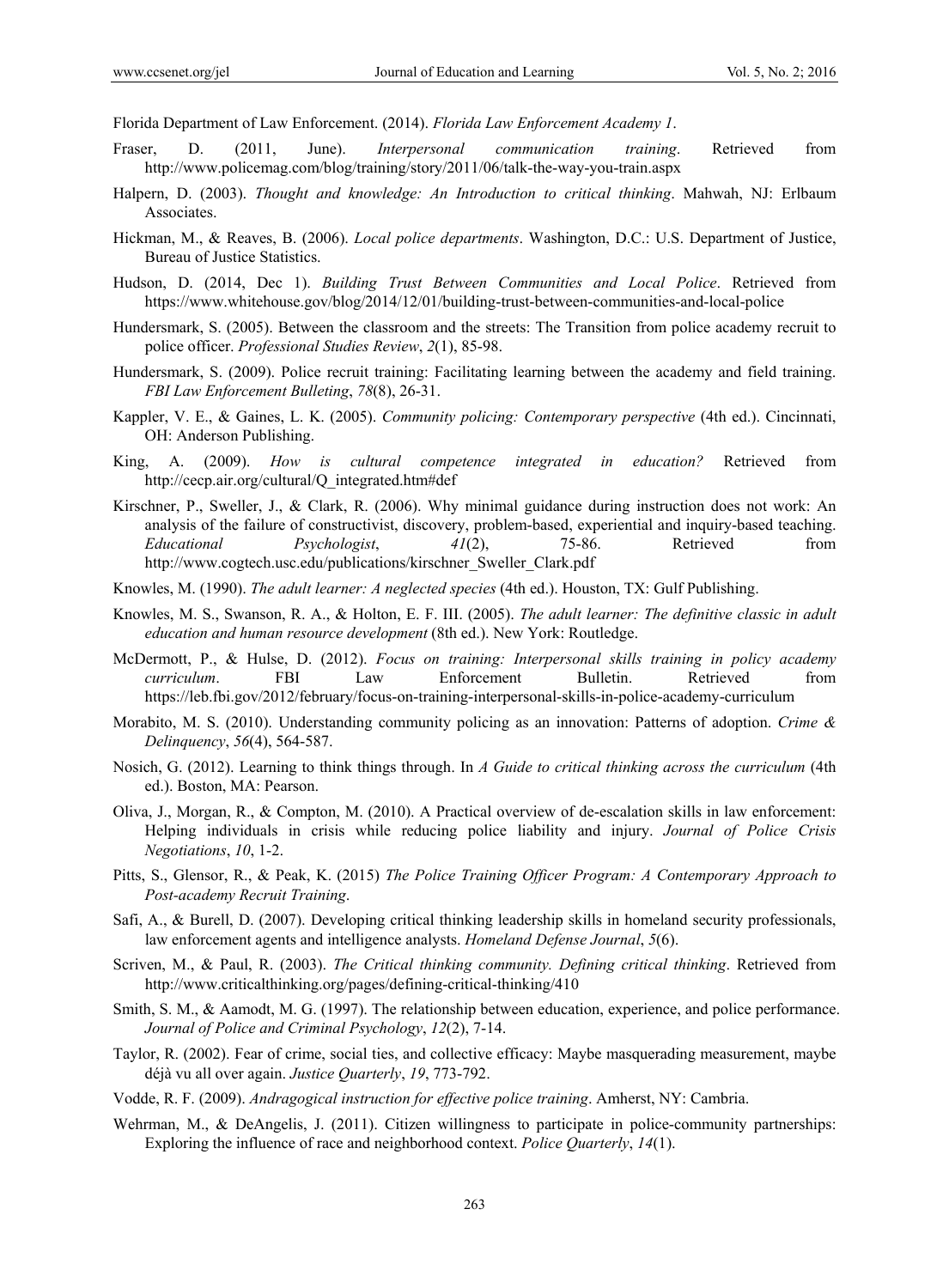Florida Department of Law Enforcement. (2014). *Florida Law Enforcement Academy 1*.

Fraser, D. (2011, June). *Interpersonal communication training*. Retrieved from http://www.policemag.com/blog/training/story/2011/06/talk-the-way-you-train.aspx

Halpern, D. (2003). *Thought and knowledge: An Introduction to critical thinking*. Mahwah, NJ: Erlbaum Associates.

Hickman, M., & Reaves, B. (2006). *Local police departments*. Washington, D.C.: U.S. Department of Justice, Bureau of Justice Statistics.

Hudson, D. (2014, Dec 1). *Building Trust Between Communities and Local Police*. Retrieved from https://www.whitehouse.gov/blog/2014/12/01/building-trust-between-communities-and-local-police

Hundersmark, S. (2005). Between the classroom and the streets: The Transition from police academy recruit to police officer. *Professional Studies Review*, *2*(1), 85-98.

Hundersmark, S. (2009). Police recruit training: Facilitating learning between the academy and field training. *FBI Law Enforcement Bulleting*, *78*(8), 26-31.

Kappler, V. E., & Gaines, L. K. (2005). *Community policing: Contemporary perspective* (4th ed.). Cincinnati, OH: Anderson Publishing.

King, A. (2009). *How is cultural competence integrated in education?* Retrieved from http://cecp.air.org/cultural/Q_integrated.htm#def

Kirschner, P., Sweller, J., & Clark, R. (2006). Why minimal guidance during instruction does not work: An analysis of the failure of constructivist, discovery, problem-based, experiential and inquiry-based teaching. *Educational Psychologist*, *41*(2), 75-86. Retrieved from http://www.cogtech.usc.edu/publications/kirschner_Sweller_Clark.pdf

Knowles, M. (1990). *The adult learner: A neglected species* (4th ed.). Houston, TX: Gulf Publishing.

Knowles, M. S., Swanson, R. A., & Holton, E. F. III. (2005). *The adult learner: The definitive classic in adult education and human resource development* (8th ed.). New York: Routledge.

McDermott, P., & Hulse, D. (2012). *Focus on training: Interpersonal skills training in policy academy curriculum*. FBI Law Enforcement Bulletin. Retrieved from https://leb.fbi.gov/2012/february/focus-on-training-interpersonal-skills-in-police-academy-curriculum

Morabito, M. S. (2010). Understanding community policing as an innovation: Patterns of adoption. *Crime & Delinquency*, *56*(4), 564-587.

Nosich, G. (2012). Learning to think things through. In *A Guide to critical thinking across the curriculum* (4th ed.). Boston, MA: Pearson.

Oliva, J., Morgan, R., & Compton, M. (2010). A Practical overview of de-escalation skills in law enforcement: Helping individuals in crisis while reducing police liability and injury. *Journal of Police Crisis Negotiations*, *10*, 1-2.

Pitts, S., Glensor, R., & Peak, K. (2015) *The Police Training Officer Program: A Contemporary Approach to Post-academy Recruit Training*.

Safi, A., & Burell, D. (2007). Developing critical thinking leadership skills in homeland security professionals, law enforcement agents and intelligence analysts. *Homeland Defense Journal*, *5*(6).

Scriven, M., & Paul, R. (2003). *The Critical thinking community. Defining critical thinking*. Retrieved from http://www.criticalthinking.org/pages/defining-critical-thinking/410

Smith, S. M., & Aamodt, M. G. (1997). The relationship between education, experience, and police performance. *Journal of Police and Criminal Psychology*, *12*(2), 7-14.

Taylor, R. (2002). Fear of crime, social ties, and collective efficacy: Maybe masquerading measurement, maybe déjà vu all over again. *Justice Quarterly*, *19*, 773-792.

Vodde, R. F. (2009). *Andragogical instruction for effective police training*. Amherst, NY: Cambria.

Wehrman, M., & DeAngelis, J. (2011). Citizen willingness to participate in police-community partnerships: Exploring the influence of race and neighborhood context. *Police Quarterly*, *14*(1).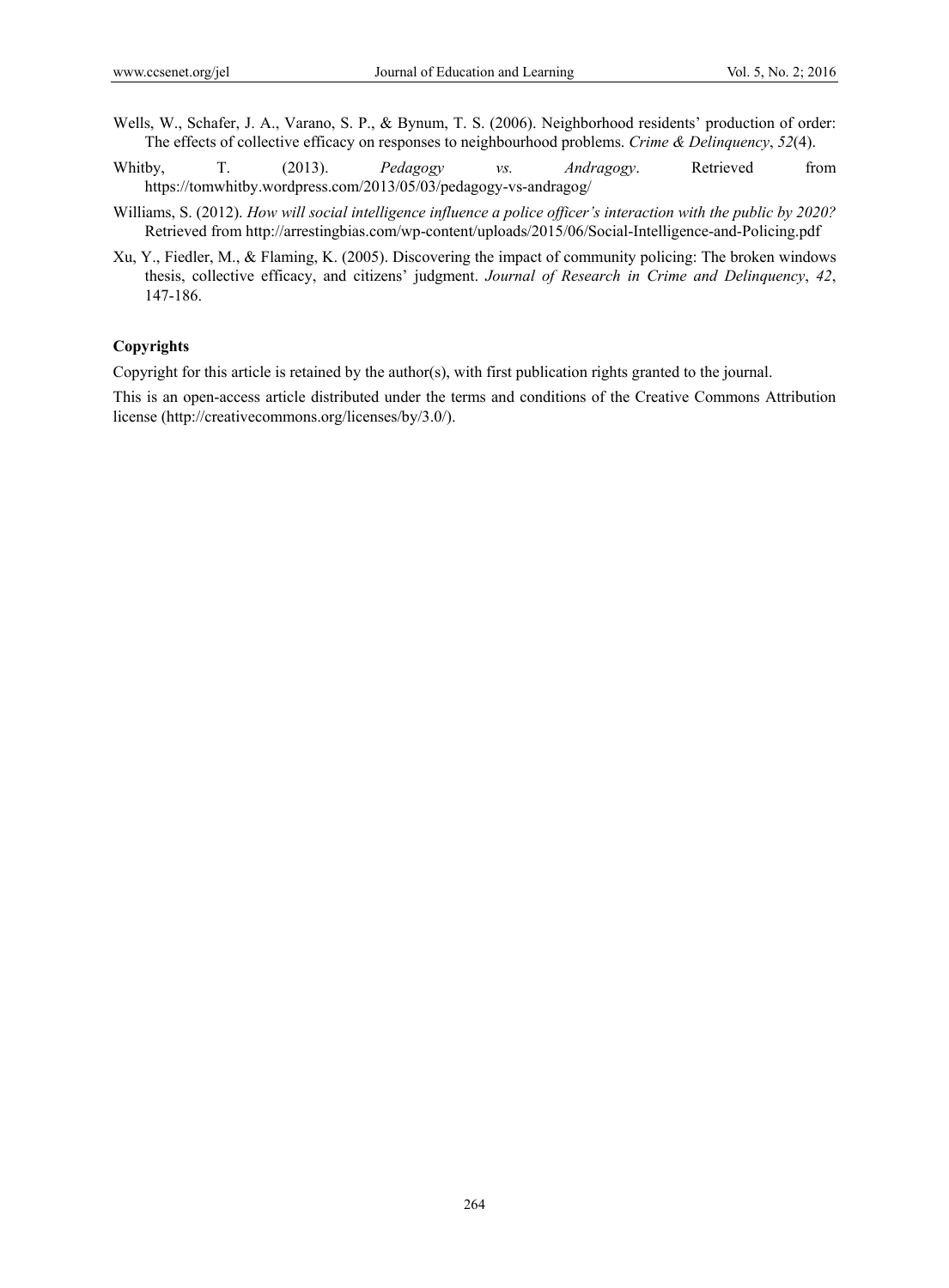Wells, W., Schafer, J. A., Varano, S. P., & Bynum, T. S. (2006). Neighborhood residents' production of order: The effects of collective efficacy on responses to neighbourhood problems. *Crime & Delinquency*, *52*(4).

Whitby, T. (2013). *Pedagogy vs. Andragogy*. Retrieved from https://tomwhitby.wordpress.com/2013/05/03/pedagogy-vs-andragog/

Williams, S. (2012). *How will social intelligence influence a police officer's interaction with the public by 2020?* Retrieved from http://arrestingbias.com/wp-content/uploads/2015/06/Social-Intelligence-and-Policing.pdf

Xu, Y., Fiedler, M., & Flaming, K. (2005). Discovering the impact of community policing: The broken windows thesis, collective efficacy, and citizens' judgment. *Journal of Research in Crime and Delinquency*, *42*, 147-186.

**Copyrights**

Copyright for this article is retained by the author(s), with first publication rights granted to the journal.

This is an open-access article distributed under the terms and conditions of the Creative Commons Attribution license (http://creativecommons.org/licenses/by/3.0/).